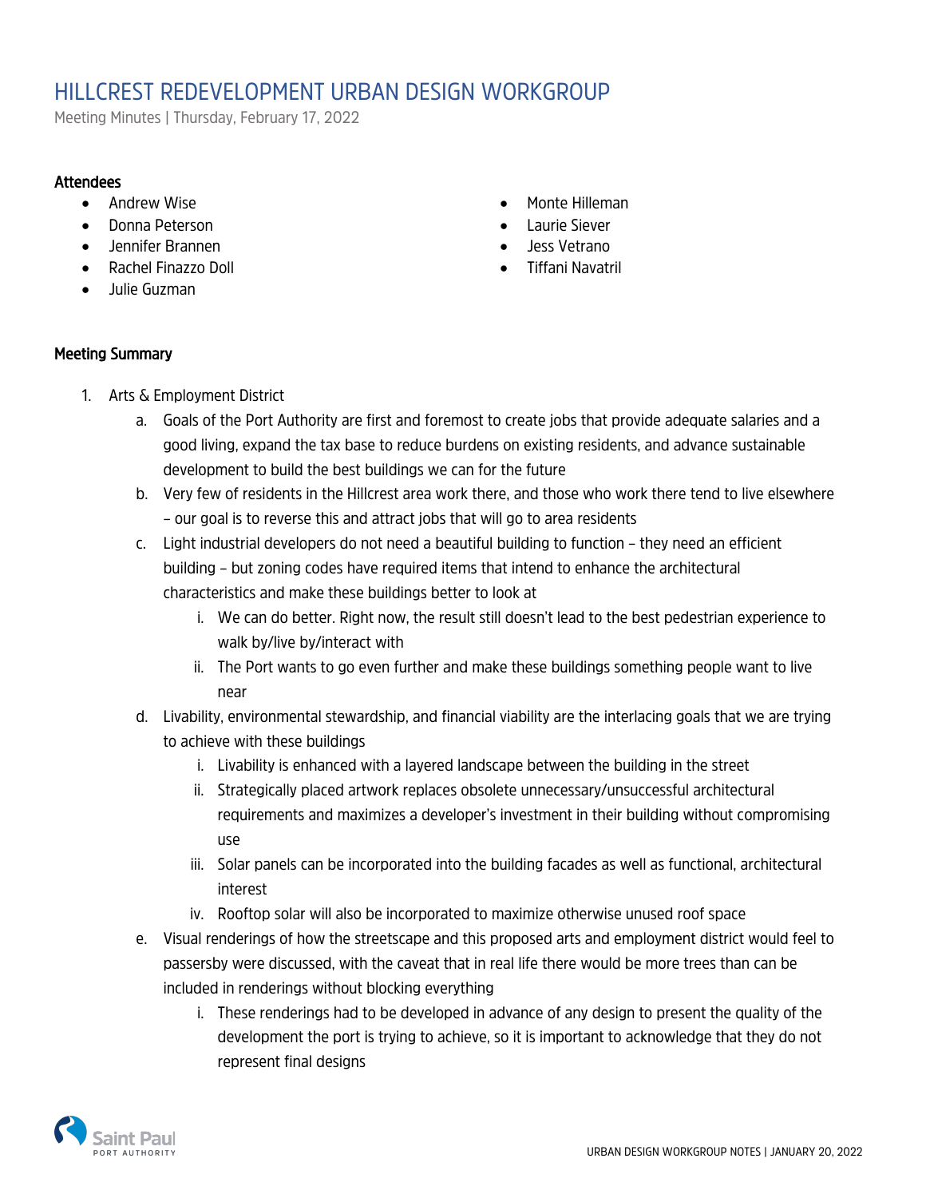# HILLCREST REDEVELOPMENT URBAN DESIGN WORKGROUP

Meeting Minutes | Thursday, February 17, 2022

**Attendees**

- Andrew Wise
- Donna Peterson
- Jennifer Brannen
- Rachel Finazzo Doll
- Julie Guzman
- Monte Hilleman
- Laurie Siever
- Jess Vetrano
- Tiffani Navatril

**Meeting Summary**

1. Arts & Employment District
   a. Goals of the Port Authority are first and foremost to create jobs that provide adequate salaries and a good living, expand the tax base to reduce burdens on existing residents, and advance sustainable development to build the best buildings we can for the future
   b. Very few of residents in the Hillcrest area work there, and those who work there tend to live elsewhere – our goal is to reverse this and attract jobs that will go to area residents
   c. Light industrial developers do not need a beautiful building to function – they need an efficient building – but zoning codes have required items that intend to enhance the architectural characteristics and make these buildings better to look at
      i. We can do better. Right now, the result still doesn't lead to the best pedestrian experience to walk by/live by/interact with
      ii. The Port wants to go even further and make these buildings something people want to live near
   d. Livability, environmental stewardship, and financial viability are the interlacing goals that we are trying to achieve with these buildings
      i. Livability is enhanced with a layered landscape between the building in the street
      ii. Strategically placed artwork replaces obsolete unnecessary/unsuccessful architectural requirements and maximizes a developer's investment in their building without compromising use
      iii. Solar panels can be incorporated into the building facades as well as functional, architectural interest
      iv. Rooftop solar will also be incorporated to maximize otherwise unused roof space
   e. Visual renderings of how the streetscape and this proposed arts and employment district would feel to passersby were discussed, with the caveat that in real life there would be more trees than can be included in renderings without blocking everything
      i. These renderings had to be developed in advance of any design to present the quality of the development the port is trying to achieve, so it is important to acknowledge that they do not represent final designs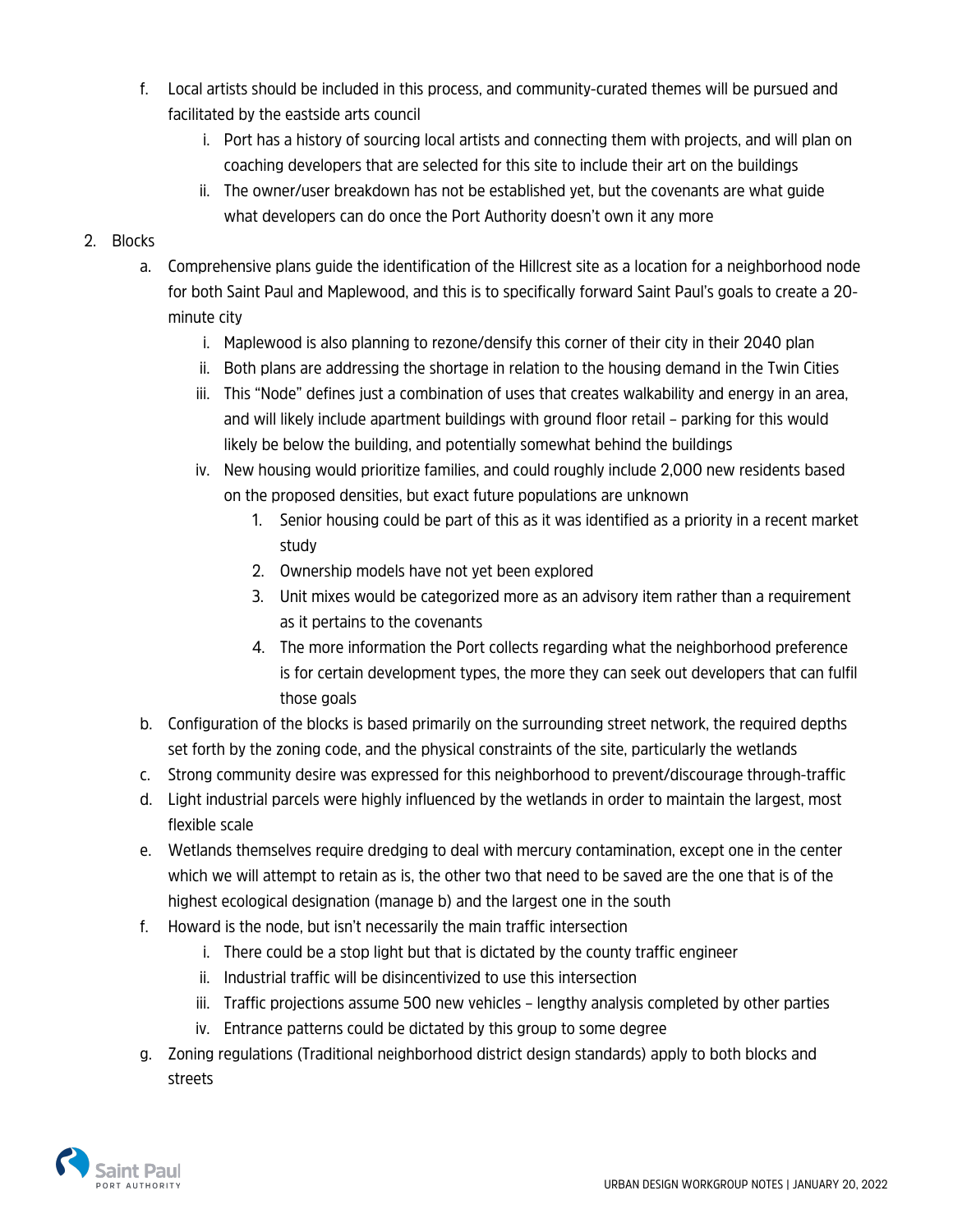f. Local artists should be included in this process, and community-curated themes will be pursued and facilitated by the eastside arts council
    i. Port has a history of sourcing local artists and connecting them with projects, and will plan on coaching developers that are selected for this site to include their art on the buildings
    ii. The owner/user breakdown has not be established yet, but the covenants are what guide what developers can do once the Port Authority doesn't own it any more

2. Blocks
    a. Comprehensive plans guide the identification of the Hillcrest site as a location for a neighborhood node for both Saint Paul and Maplewood, and this is to specifically forward Saint Paul's goals to create a 20-minute city
        i. Maplewood is also planning to rezone/densify this corner of their city in their 2040 plan
        ii. Both plans are addressing the shortage in relation to the housing demand in the Twin Cities
        iii. This "Node" defines just a combination of uses that creates walkability and energy in an area, and will likely include apartment buildings with ground floor retail – parking for this would likely be below the building, and potentially somewhat behind the buildings
        iv. New housing would prioritize families, and could roughly include 2,000 new residents based on the proposed densities, but exact future populations are unknown
            1. Senior housing could be part of this as it was identified as a priority in a recent market study
            2. Ownership models have not yet been explored
            3. Unit mixes would be categorized more as an advisory item rather than a requirement as it pertains to the covenants
            4. The more information the Port collects regarding what the neighborhood preference is for certain development types, the more they can seek out developers that can fulfil those goals
    b. Configuration of the blocks is based primarily on the surrounding street network, the required depths set forth by the zoning code, and the physical constraints of the site, particularly the wetlands
    c. Strong community desire was expressed for this neighborhood to prevent/discourage through-traffic
    d. Light industrial parcels were highly influenced by the wetlands in order to maintain the largest, most flexible scale
    e. Wetlands themselves require dredging to deal with mercury contamination, except one in the center which we will attempt to retain as is, the other two that need to be saved are the one that is of the highest ecological designation (manage b) and the largest one in the south
    f. Howard is the node, but isn't necessarily the main traffic intersection
        i. There could be a stop light but that is dictated by the county traffic engineer
        ii. Industrial traffic will be disincentivized to use this intersection
        iii. Traffic projections assume 500 new vehicles – lengthy analysis completed by other parties
        iv. Entrance patterns could be dictated by this group to some degree
    g. Zoning regulations (Traditional neighborhood district design standards) apply to both blocks and streets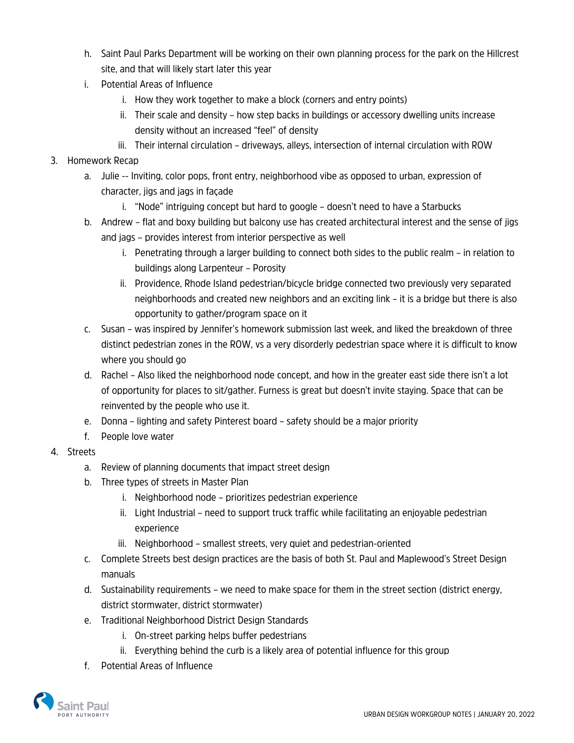h. Saint Paul Parks Department will be working on their own planning process for the park on the Hillcrest site, and that will likely start later this year
i. Potential Areas of Influence
    i. How they work together to make a block (corners and entry points)
    ii. Their scale and density – how step backs in buildings or accessory dwelling units increase density without an increased "feel" of density
    iii. Their internal circulation – driveways, alleys, intersection of internal circulation with ROW

3. Homework Recap
    a. Julie -- Inviting, color pops, front entry, neighborhood vibe as opposed to urban, expression of character, jigs and jags in façade
        i. "Node" intriguing concept but hard to google – doesn't need to have a Starbucks
    b. Andrew – flat and boxy building but balcony use has created architectural interest and the sense of jigs and jags – provides interest from interior perspective as well
        i. Penetrating through a larger building to connect both sides to the public realm – in relation to buildings along Larpenteur – Porosity
        ii. Providence, Rhode Island pedestrian/bicycle bridge connected two previously very separated neighborhoods and created new neighbors and an exciting link – it is a bridge but there is also opportunity to gather/program space on it
    c. Susan – was inspired by Jennifer's homework submission last week, and liked the breakdown of three distinct pedestrian zones in the ROW, vs a very disorderly pedestrian space where it is difficult to know where you should go
    d. Rachel – Also liked the neighborhood node concept, and how in the greater east side there isn't a lot of opportunity for places to sit/gather. Furness is great but doesn't invite staying. Space that can be reinvented by the people who use it.
    e. Donna – lighting and safety Pinterest board – safety should be a major priority
    f. People love water

4. Streets
    a. Review of planning documents that impact street design
    b. Three types of streets in Master Plan
        i. Neighborhood node – prioritizes pedestrian experience
        ii. Light Industrial – need to support truck traffic while facilitating an enjoyable pedestrian experience
        iii. Neighborhood – smallest streets, very quiet and pedestrian-oriented
    c. Complete Streets best design practices are the basis of both St. Paul and Maplewood's Street Design manuals
    d. Sustainability requirements – we need to make space for them in the street section (district energy, district stormwater, district stormwater)
    e. Traditional Neighborhood District Design Standards
        i. On-street parking helps buffer pedestrians
        ii. Everything behind the curb is a likely area of potential influence for this group
    f. Potential Areas of Influence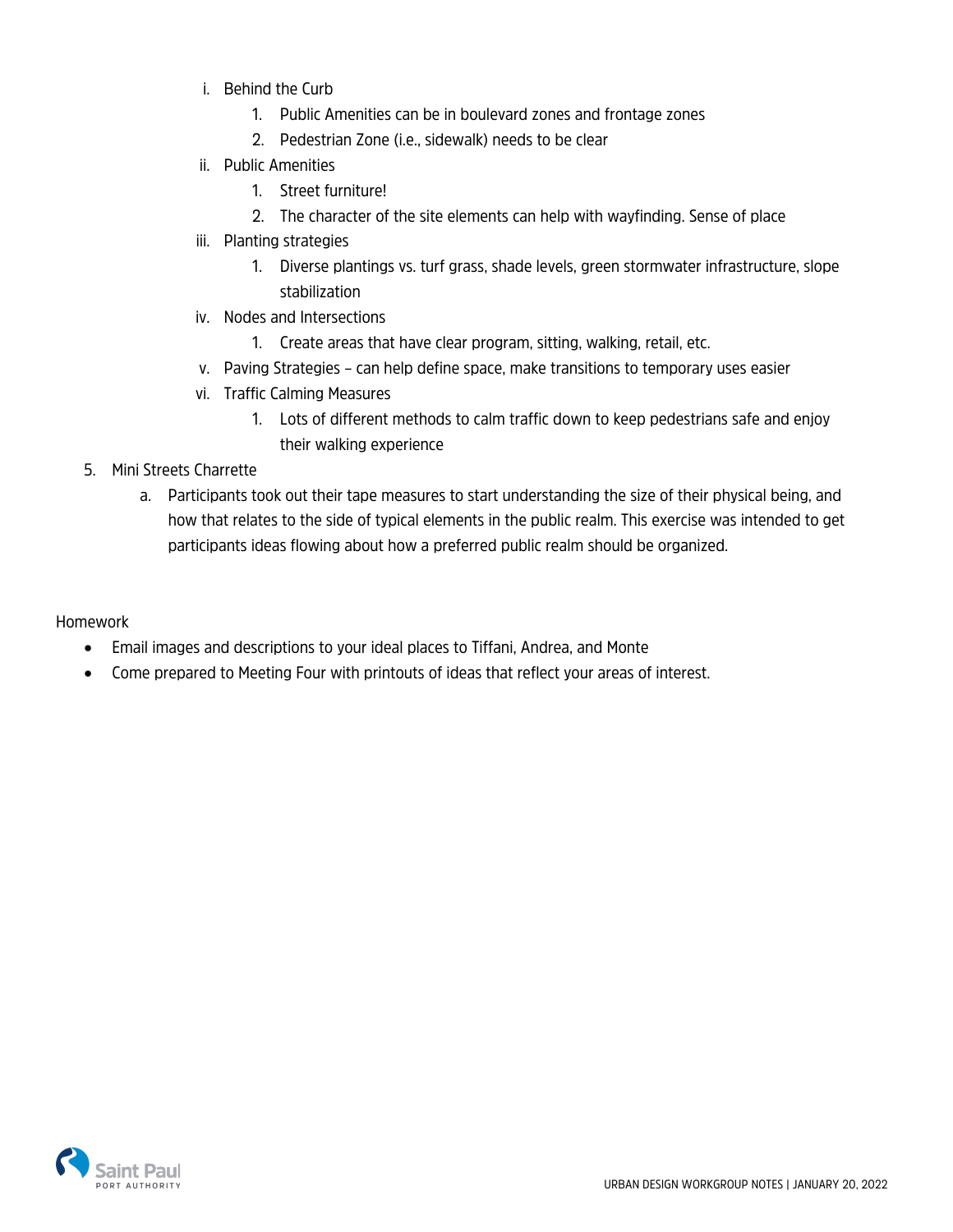i. Behind the Curb
      1. Public Amenities can be in boulevard zones and frontage zones
      2. Pedestrian Zone (i.e., sidewalk) needs to be clear
   ii. Public Amenities
      1. Street furniture!
      2. The character of the site elements can help with wayfinding. Sense of place
   iii. Planting strategies
      1. Diverse plantings vs. turf grass, shade levels, green stormwater infrastructure, slope stabilization
   iv. Nodes and Intersections
      1. Create areas that have clear program, sitting, walking, retail, etc.
   v. Paving Strategies – can help define space, make transitions to temporary uses easier
   vi. Traffic Calming Measures
      1. Lots of different methods to calm traffic down to keep pedestrians safe and enjoy their walking experience

5. Mini Streets Charrette
   a. Participants took out their tape measures to start understanding the size of their physical being, and how that relates to the side of typical elements in the public realm. This exercise was intended to get participants ideas flowing about how a preferred public realm should be organized.

Homework

- Email images and descriptions to your ideal places to Tiffani, Andrea, and Monte
- Come prepared to Meeting Four with printouts of ideas that reflect your areas of interest.